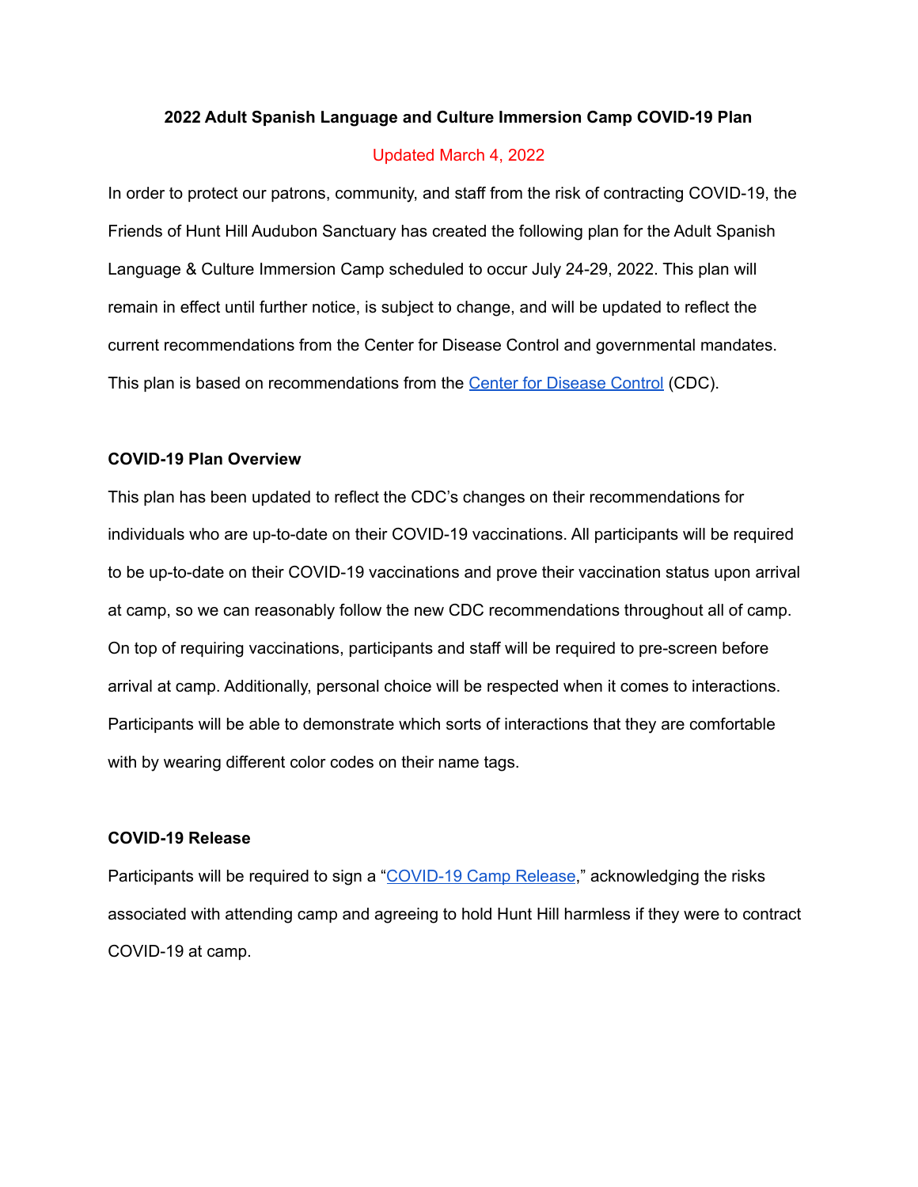# 2022 Adult Spanish Language and Culture Immersion Camp COVID-19 Plan

Updated March 4, 2022

In order to protect our patrons, community, and staff from the risk of contracting COVID-19, the Friends of Hunt Hill Audubon Sanctuary has created the following plan for the Adult Spanish Language & Culture Immersion Camp scheduled to occur July 24-29, 2022. This plan will remain in effect until further notice, is subject to change, and will be updated to reflect the current recommendations from the Center for Disease Control and governmental mandates. This plan is based on recommendations from the Center for Disease Control (CDC).

## COVID-19 Plan Overview

This plan has been updated to reflect the CDC's changes on their recommendations for individuals who are up-to-date on their COVID-19 vaccinations. All participants will be required to be up-to-date on their COVID-19 vaccinations and prove their vaccination status upon arrival at camp, so we can reasonably follow the new CDC recommendations throughout all of camp. On top of requiring vaccinations, participants and staff will be required to pre-screen before arrival at camp. Additionally, personal choice will be respected when it comes to interactions. Participants will be able to demonstrate which sorts of interactions that they are comfortable with by wearing different color codes on their name tags.

## COVID-19 Release

Participants will be required to sign a "COVID-19 Camp Release," acknowledging the risks associated with attending camp and agreeing to hold Hunt Hill harmless if they were to contract COVID-19 at camp.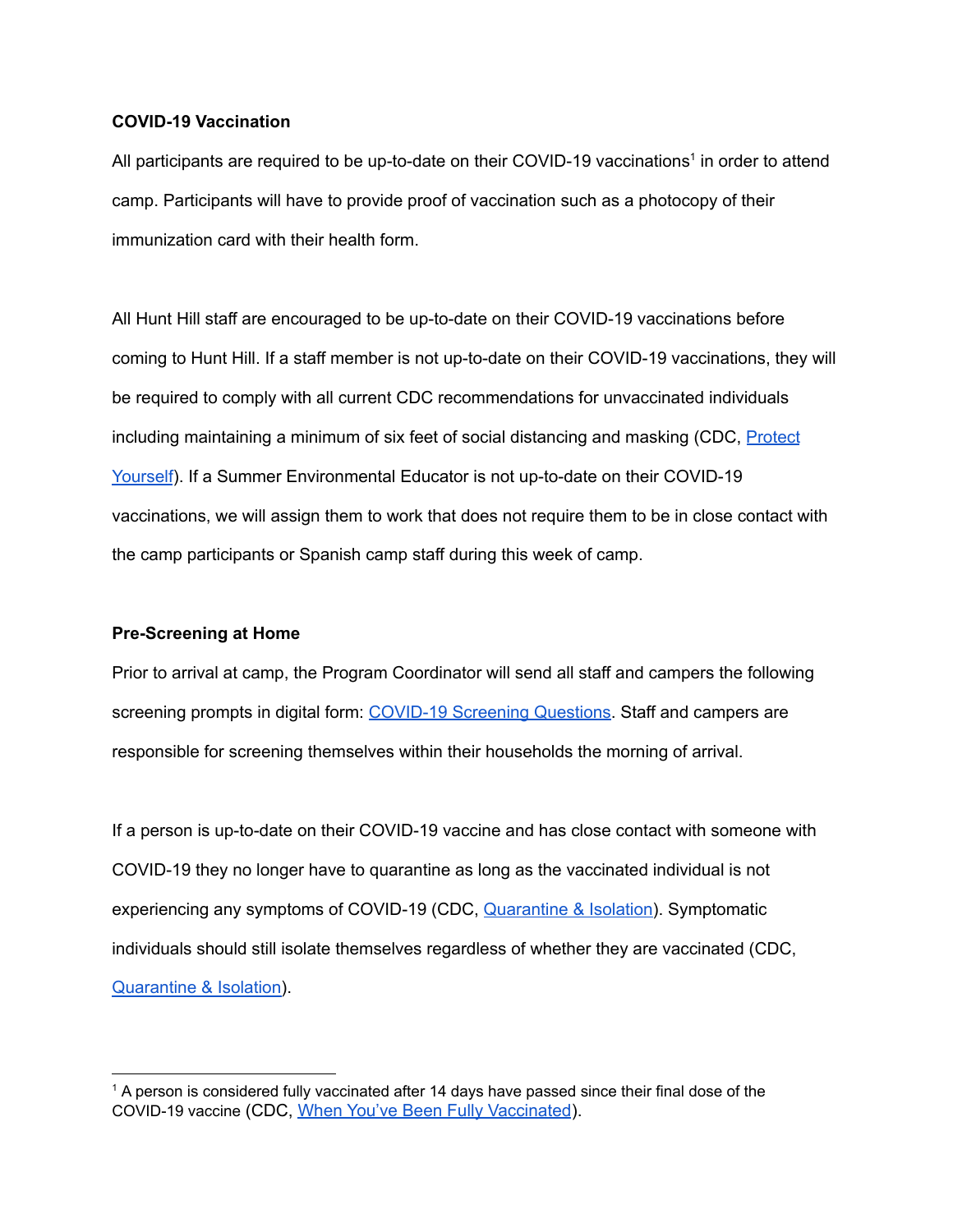**COVID-19 Vaccination**

All participants are required to be up-to-date on their COVID-19 vaccinations[1] in order to attend camp. Participants will have to provide proof of vaccination such as a photocopy of their immunization card with their health form.

All Hunt Hill staff are encouraged to be up-to-date on their COVID-19 vaccinations before coming to Hunt Hill. If a staff member is not up-to-date on their COVID-19 vaccinations, they will be required to comply with all current CDC recommendations for unvaccinated individuals including maintaining a minimum of six feet of social distancing and masking (CDC, Protect Yourself). If a Summer Environmental Educator is not up-to-date on their COVID-19 vaccinations, we will assign them to work that does not require them to be in close contact with the camp participants or Spanish camp staff during this week of camp.

**Pre-Screening at Home**

Prior to arrival at camp, the Program Coordinator will send all staff and campers the following screening prompts in digital form: COVID-19 Screening Questions. Staff and campers are responsible for screening themselves within their households the morning of arrival.

If a person is up-to-date on their COVID-19 vaccine and has close contact with someone with COVID-19 they no longer have to quarantine as long as the vaccinated individual is not experiencing any symptoms of COVID-19 (CDC, Quarantine & Isolation). Symptomatic individuals should still isolate themselves regardless of whether they are vaccinated (CDC, Quarantine & Isolation).

---

[1] A person is considered fully vaccinated after 14 days have passed since their final dose of the COVID-19 vaccine (CDC, When You've Been Fully Vaccinated).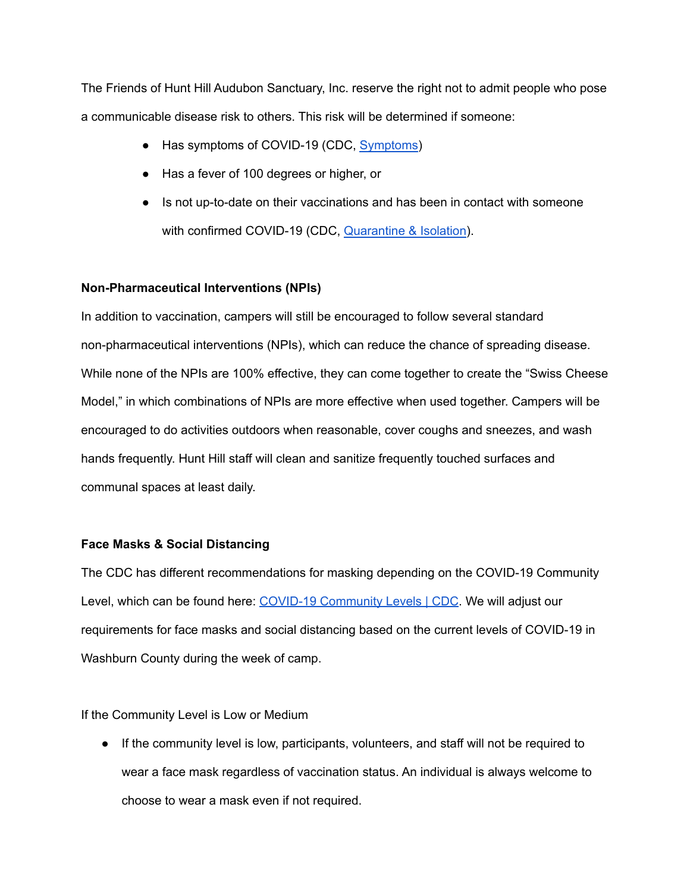The Friends of Hunt Hill Audubon Sanctuary, Inc. reserve the right not to admit people who pose a communicable disease risk to others. This risk will be determined if someone:

- Has symptoms of COVID-19 (CDC, Symptoms)
- Has a fever of 100 degrees or higher, or
- Is not up-to-date on their vaccinations and has been in contact with someone with confirmed COVID-19 (CDC, Quarantine & Isolation).

**Non-Pharmaceutical Interventions (NPIs)**

In addition to vaccination, campers will still be encouraged to follow several standard non-pharmaceutical interventions (NPIs), which can reduce the chance of spreading disease. While none of the NPIs are 100% effective, they can come together to create the "Swiss Cheese Model," in which combinations of NPIs are more effective when used together. Campers will be encouraged to do activities outdoors when reasonable, cover coughs and sneezes, and wash hands frequently. Hunt Hill staff will clean and sanitize frequently touched surfaces and communal spaces at least daily.

**Face Masks & Social Distancing**

The CDC has different recommendations for masking depending on the COVID-19 Community Level, which can be found here: COVID-19 Community Levels | CDC. We will adjust our requirements for face masks and social distancing based on the current levels of COVID-19 in Washburn County during the week of camp.

If the Community Level is Low or Medium

- If the community level is low, participants, volunteers, and staff will not be required to wear a face mask regardless of vaccination status. An individual is always welcome to choose to wear a mask even if not required.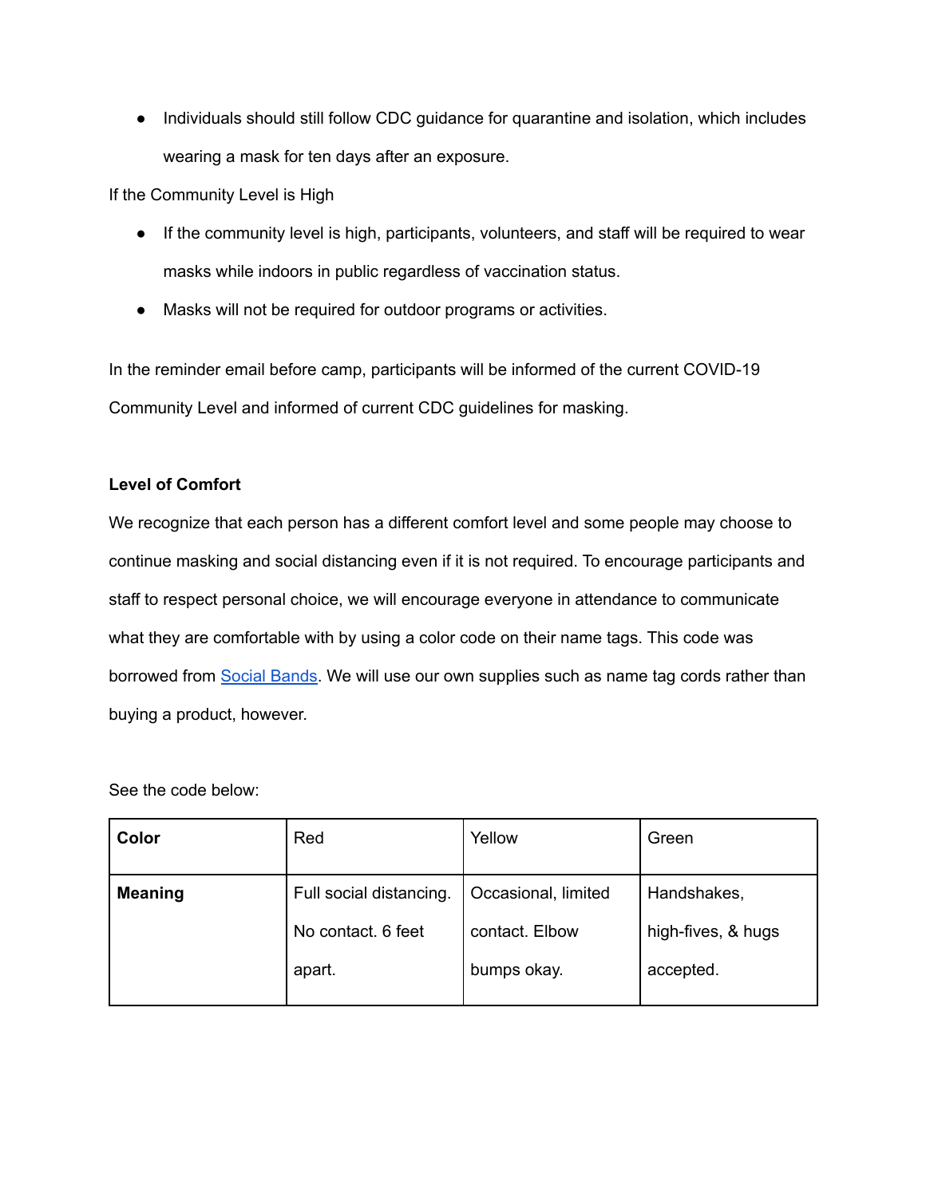- Individuals should still follow CDC guidance for quarantine and isolation, which includes wearing a mask for ten days after an exposure.

If the Community Level is High

- If the community level is high, participants, volunteers, and staff will be required to wear masks while indoors in public regardless of vaccination status.
- Masks will not be required for outdoor programs or activities.

In the reminder email before camp, participants will be informed of the current COVID-19 Community Level and informed of current CDC guidelines for masking.

**Level of Comfort**

We recognize that each person has a different comfort level and some people may choose to continue masking and social distancing even if it is not required. To encourage participants and staff to respect personal choice, we will encourage everyone in attendance to communicate what they are comfortable with by using a color code on their name tags. This code was borrowed from Social Bands. We will use our own supplies such as name tag cords rather than buying a product, however.

See the code below:

| **Color** | Red | Yellow | Green |
|---|---|---|---|
| **Meaning** | Full social distancing. No contact. 6 feet apart. | Occasional, limited contact. Elbow bumps okay. | Handshakes, high-fives, & hugs accepted. |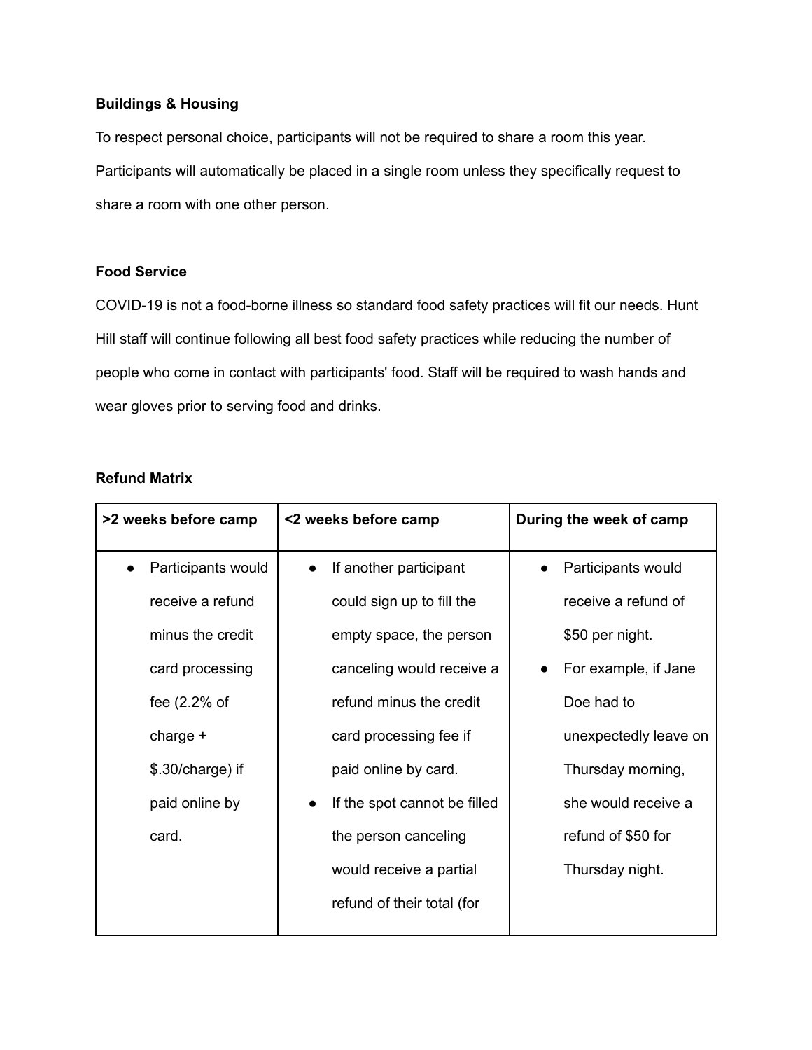**Buildings & Housing**

To respect personal choice, participants will not be required to share a room this year. Participants will automatically be placed in a single room unless they specifically request to share a room with one other person.

**Food Service**

COVID-19 is not a food-borne illness so standard food safety practices will fit our needs. Hunt Hill staff will continue following all best food safety practices while reducing the number of people who come in contact with participants' food. Staff will be required to wash hands and wear gloves prior to serving food and drinks.

**Refund Matrix**

| >2 weeks before camp | <2 weeks before camp | During the week of camp |
|---|---|---|
| • Participants would receive a refund minus the credit card processing fee (2.2% of charge + $.30/charge) if paid online by card. | • If another participant could sign up to fill the empty space, the person canceling would receive a refund minus the credit card processing fee if paid online by card.<br>• If the spot cannot be filled the person canceling would receive a partial refund of their total (for | • Participants would receive a refund of $50 per night.<br>• For example, if Jane Doe had to unexpectedly leave on Thursday morning, she would receive a refund of $50 for Thursday night. |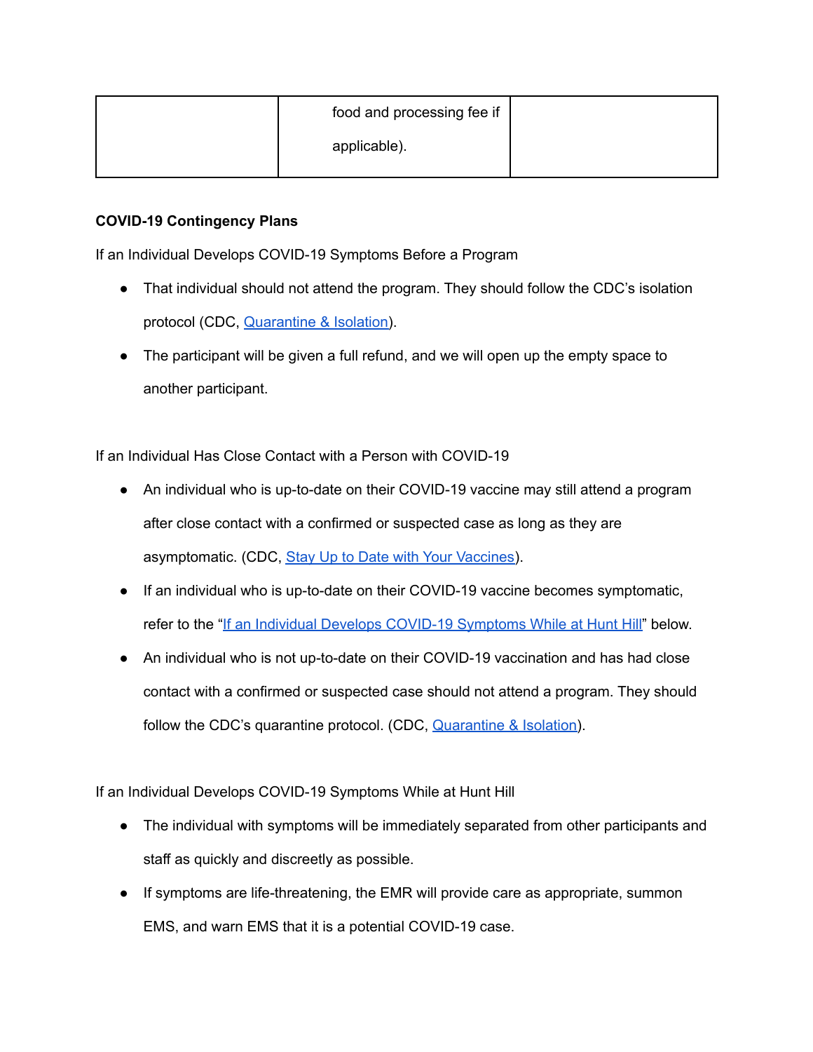|  | food and processing fee if applicable). |  |
|---|---|---|

**COVID-19 Contingency Plans**

If an Individual Develops COVID-19 Symptoms Before a Program

- That individual should not attend the program. They should follow the CDC's isolation protocol (CDC, Quarantine & Isolation).
- The participant will be given a full refund, and we will open up the empty space to another participant.

If an Individual Has Close Contact with a Person with COVID-19

- An individual who is up-to-date on their COVID-19 vaccine may still attend a program after close contact with a confirmed or suspected case as long as they are asymptomatic. (CDC, Stay Up to Date with Your Vaccines).
- If an individual who is up-to-date on their COVID-19 vaccine becomes symptomatic, refer to the "If an Individual Develops COVID-19 Symptoms While at Hunt Hill" below.
- An individual who is not up-to-date on their COVID-19 vaccination and has had close contact with a confirmed or suspected case should not attend a program. They should follow the CDC's quarantine protocol. (CDC, Quarantine & Isolation).

If an Individual Develops COVID-19 Symptoms While at Hunt Hill

- The individual with symptoms will be immediately separated from other participants and staff as quickly and discreetly as possible.
- If symptoms are life-threatening, the EMR will provide care as appropriate, summon EMS, and warn EMS that it is a potential COVID-19 case.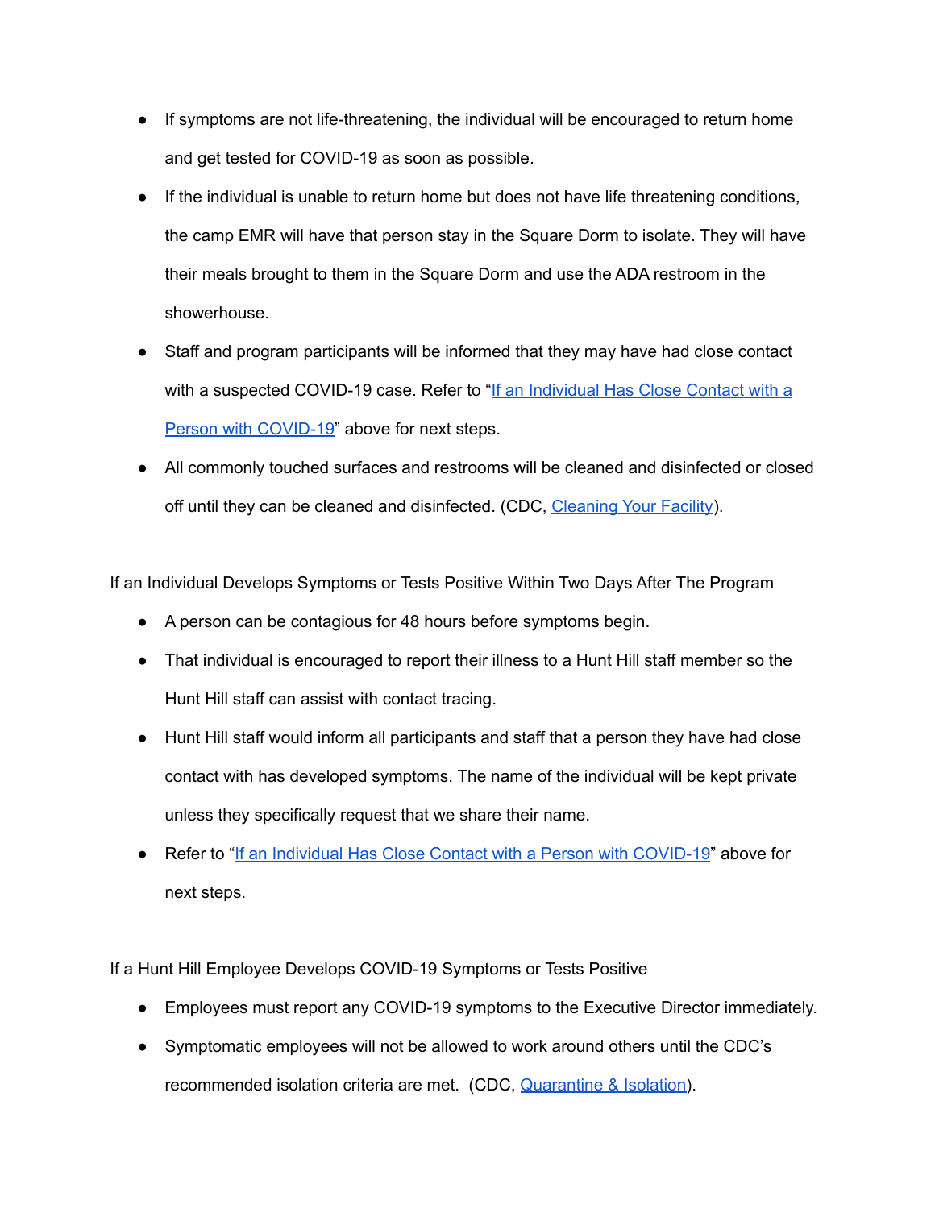- If symptoms are not life-threatening, the individual will be encouraged to return home and get tested for COVID-19 as soon as possible.
- If the individual is unable to return home but does not have life threatening conditions, the camp EMR will have that person stay in the Square Dorm to isolate. They will have their meals brought to them in the Square Dorm and use the ADA restroom in the showerhouse.
- Staff and program participants will be informed that they may have had close contact with a suspected COVID-19 case. Refer to "If an Individual Has Close Contact with a Person with COVID-19" above for next steps.
- All commonly touched surfaces and restrooms will be cleaned and disinfected or closed off until they can be cleaned and disinfected. (CDC, Cleaning Your Facility).

If an Individual Develops Symptoms or Tests Positive Within Two Days After The Program

- A person can be contagious for 48 hours before symptoms begin.
- That individual is encouraged to report their illness to a Hunt Hill staff member so the Hunt Hill staff can assist with contact tracing.
- Hunt Hill staff would inform all participants and staff that a person they have had close contact with has developed symptoms. The name of the individual will be kept private unless they specifically request that we share their name.
- Refer to "If an Individual Has Close Contact with a Person with COVID-19" above for next steps.

If a Hunt Hill Employee Develops COVID-19 Symptoms or Tests Positive

- Employees must report any COVID-19 symptoms to the Executive Director immediately.
- Symptomatic employees will not be allowed to work around others until the CDC's recommended isolation criteria are met. (CDC, Quarantine & Isolation).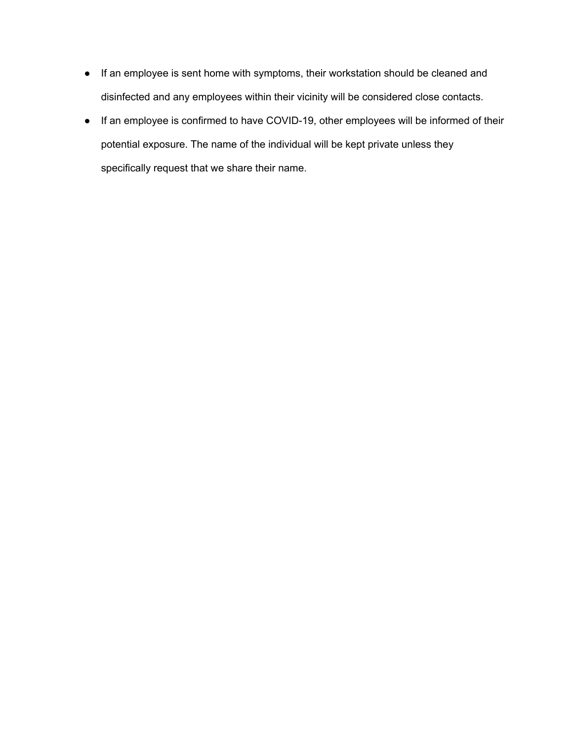- If an employee is sent home with symptoms, their workstation should be cleaned and disinfected and any employees within their vicinity will be considered close contacts.
- If an employee is confirmed to have COVID-19, other employees will be informed of their potential exposure. The name of the individual will be kept private unless they specifically request that we share their name.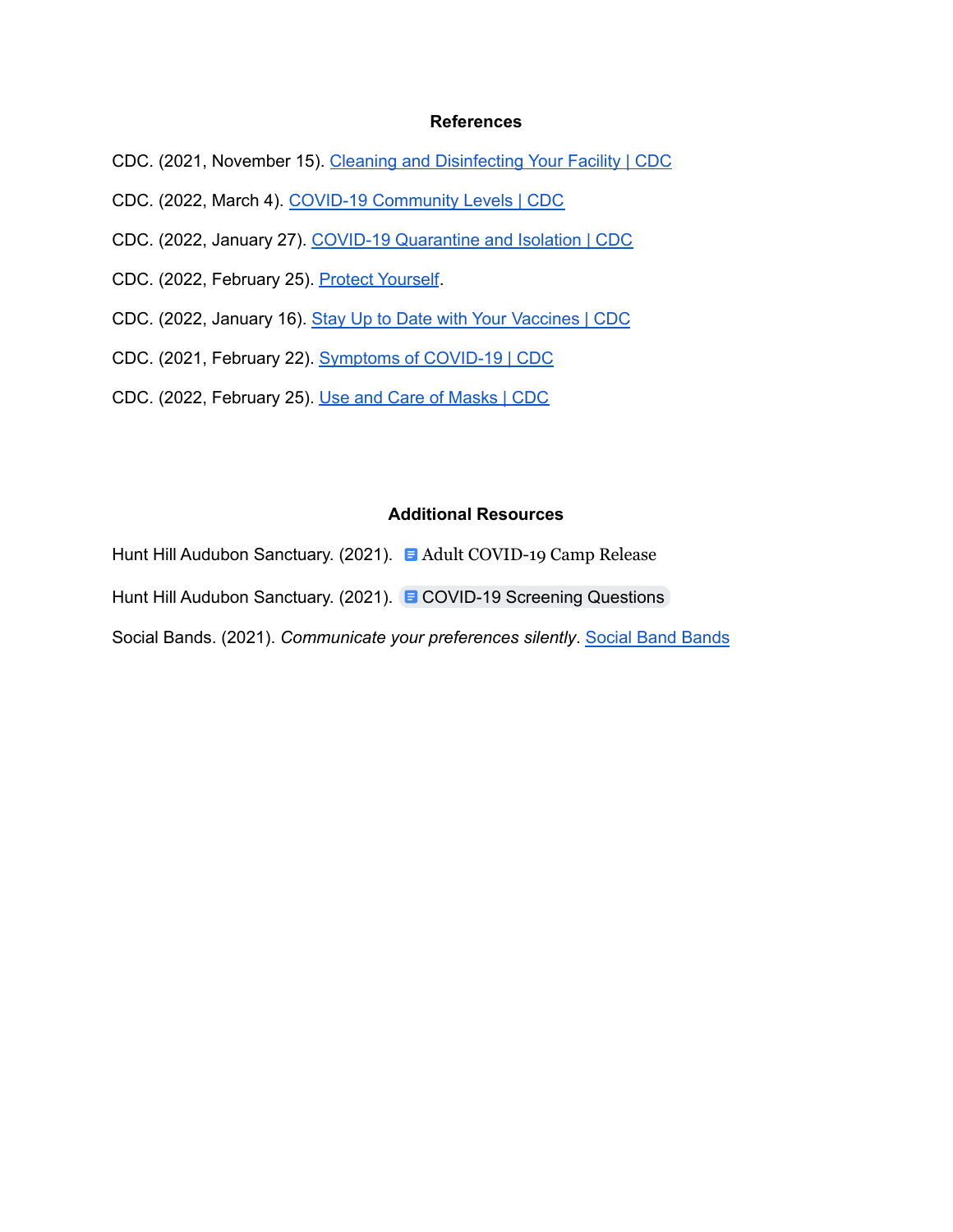## References

CDC. (2021, November 15). Cleaning and Disinfecting Your Facility | CDC

CDC. (2022, March 4). COVID-19 Community Levels | CDC

CDC. (2022, January 27). COVID-19 Quarantine and Isolation | CDC

CDC. (2022, February 25). Protect Yourself.

CDC. (2022, January 16). Stay Up to Date with Your Vaccines | CDC

CDC. (2021, February 22). Symptoms of COVID-19 | CDC

CDC. (2022, February 25). Use and Care of Masks | CDC

## Additional Resources

Hunt Hill Audubon Sanctuary. (2021). Adult COVID-19 Camp Release

Hunt Hill Audubon Sanctuary. (2021). COVID-19 Screening Questions

Social Bands. (2021). *Communicate your preferences silently*. Social Band Bands